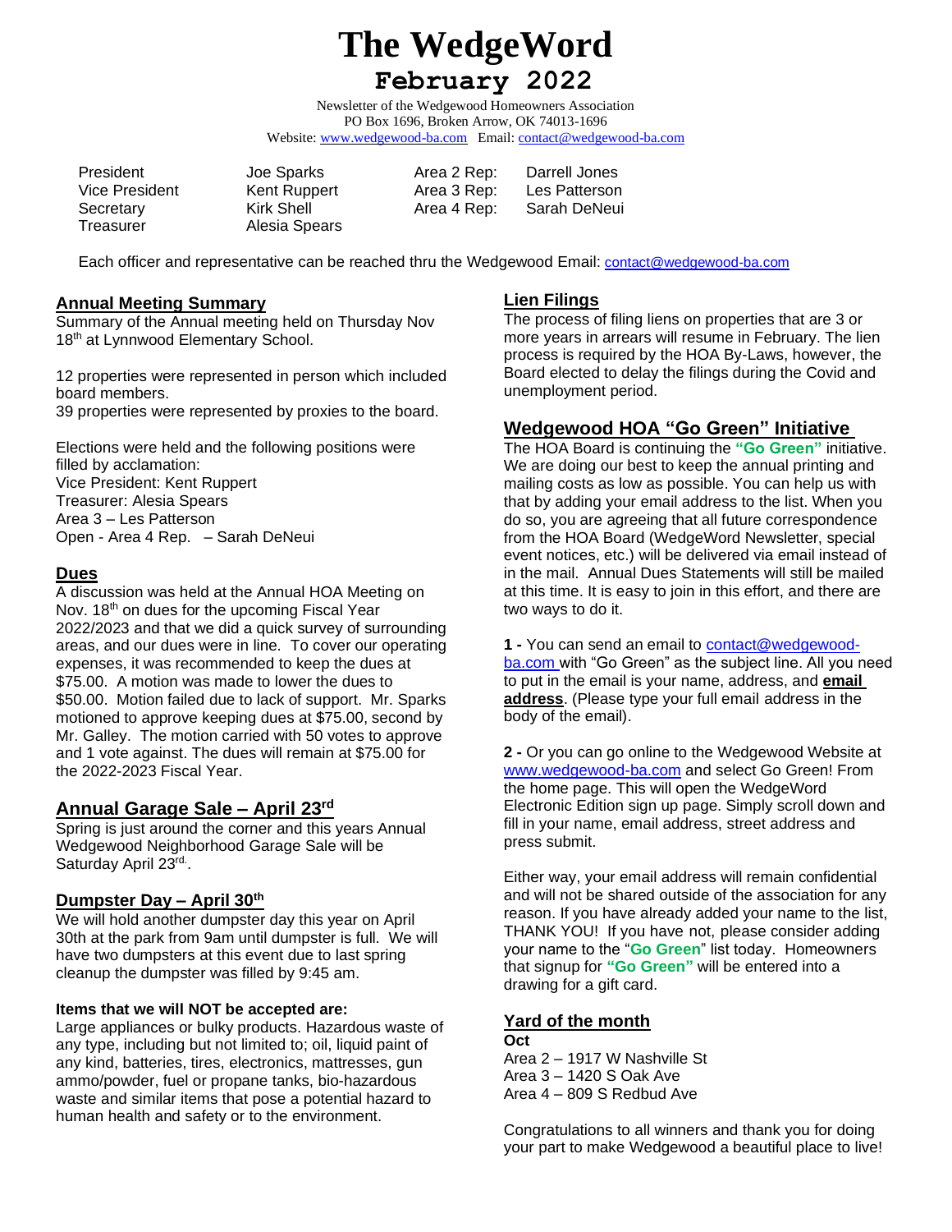# The WedgeWord

## February 2022

Newsletter of the Wedgewood Homeowners Association
PO Box 1696, Broken Arrow, OK 74013-1696
Website: www.wedgewood-ba.com Email: contact@wedgewood-ba.com

| | | | |
|---|---|---|---|
| President | Joe Sparks | Area 2 Rep: | Darrell Jones |
| Vice President | Kent Ruppert | Area 3 Rep: | Les Patterson |
| Secretary | Kirk Shell | Area 4 Rep: | Sarah DeNeui |
| Treasurer | Alesia Spears | | |

Each officer and representative can be reached thru the Wedgewood Email: contact@wedgewood-ba.com

## Annual Meeting Summary

Summary of the Annual meeting held on Thursday Nov 18th at Lynnwood Elementary School.

12 properties were represented in person which included board members.
39 properties were represented by proxies to the board.

Elections were held and the following positions were filled by acclamation:
Vice President: Kent Ruppert
Treasurer: Alesia Spears
Area 3 – Les Patterson
Open - Area 4 Rep. – Sarah DeNeui

## Dues

A discussion was held at the Annual HOA Meeting on Nov. 18th on dues for the upcoming Fiscal Year 2022/2023 and that we did a quick survey of surrounding areas, and our dues were in line. To cover our operating expenses, it was recommended to keep the dues at $75.00. A motion was made to lower the dues to $50.00. Motion failed due to lack of support. Mr. Sparks motioned to approve keeping dues at $75.00, second by Mr. Galley. The motion carried with 50 votes to approve and 1 vote against. The dues will remain at $75.00 for the 2022-2023 Fiscal Year.

## Annual Garage Sale – April 23rd

Spring is just around the corner and this years Annual Wedgewood Neighborhood Garage Sale will be Saturday April 23rd.

## Dumpster Day – April 30th

We will hold another dumpster day this year on April 30th at the park from 9am until dumpster is full. We will have two dumpsters at this event due to last spring cleanup the dumpster was filled by 9:45 am.

**Items that we will NOT be accepted are:**
Large appliances or bulky products. Hazardous waste of any type, including but not limited to; oil, liquid paint of any kind, batteries, tires, electronics, mattresses, gun ammo/powder, fuel or propane tanks, bio-hazardous waste and similar items that pose a potential hazard to human health and safety or to the environment.

## Lien Filings

The process of filing liens on properties that are 3 or more years in arrears will resume in February. The lien process is required by the HOA By-Laws, however, the Board elected to delay the filings during the Covid and unemployment period.

## Wedgewood HOA "Go Green" Initiative

The HOA Board is continuing the **"Go Green"** initiative. We are doing our best to keep the annual printing and mailing costs as low as possible. You can help us with that by adding your email address to the list. When you do so, you are agreeing that all future correspondence from the HOA Board (WedgeWord Newsletter, special event notices, etc.) will be delivered via email instead of in the mail. Annual Dues Statements will still be mailed at this time. It is easy to join in this effort, and there are two ways to do it.

**1 -** You can send an email to contact@wedgewood-ba.com with "Go Green" as the subject line. All you need to put in the email is your name, address, and **email address**. (Please type your full email address in the body of the email).

**2 -** Or you can go online to the Wedgewood Website at www.wedgewood-ba.com and select Go Green! From the home page. This will open the WedgeWord Electronic Edition sign up page. Simply scroll down and fill in your name, email address, street address and press submit.

Either way, your email address will remain confidential and will not be shared outside of the association for any reason. If you have already added your name to the list, THANK YOU! If you have not, please consider adding your name to the "**Go Green**" list today. Homeowners that signup for **"Go Green"** will be entered into a drawing for a gift card.

## Yard of the month

**Oct**
Area 2 – 1917 W Nashville St
Area 3 – 1420 S Oak Ave
Area 4 – 809 S Redbud Ave

Congratulations to all winners and thank you for doing your part to make Wedgewood a beautiful place to live!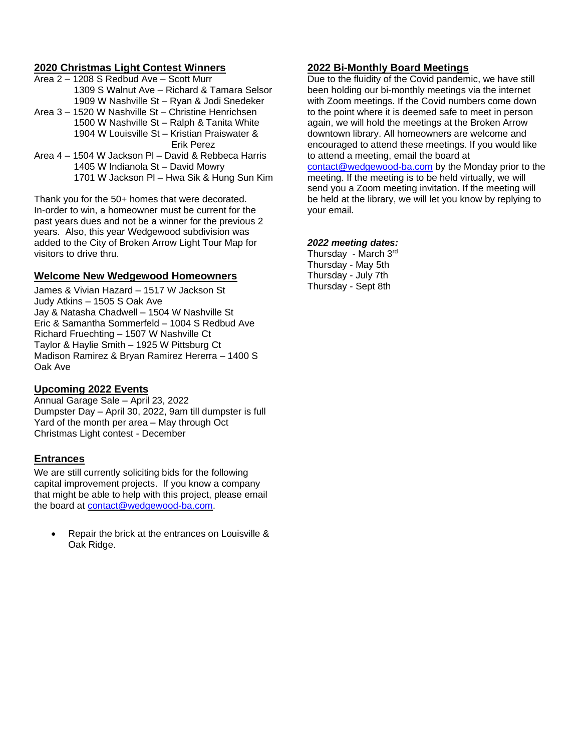## 2020 Christmas Light Contest Winners

Area 2 – 1208 S Redbud Ave – Scott Murr
1309 S Walnut Ave – Richard & Tamara Selsor
1909 W Nashville St – Ryan & Jodi Snedeker
Area 3 – 1520 W Nashville St – Christine Henrichsen
1500 W Nashville St – Ralph & Tanita White
1904 W Louisville St – Kristian Praiswater & Erik Perez
Area 4 – 1504 W Jackson Pl – David & Rebbeca Harris
1405 W Indianola St – David Mowry
1701 W Jackson Pl – Hwa Sik & Hung Sun Kim

Thank you for the 50+ homes that were decorated. In-order to win, a homeowner must be current for the past years dues and not be a winner for the previous 2 years. Also, this year Wedgewood subdivision was added to the City of Broken Arrow Light Tour Map for visitors to drive thru.

## Welcome New Wedgewood Homeowners

James & Vivian Hazard – 1517 W Jackson St
Judy Atkins – 1505 S Oak Ave
Jay & Natasha Chadwell – 1504 W Nashville St
Eric & Samantha Sommerfeld – 1004 S Redbud Ave
Richard Fruechting – 1507 W Nashville Ct
Taylor & Haylie Smith – 1925 W Pittsburg Ct
Madison Ramirez & Bryan Ramirez Hererra – 1400 S Oak Ave

## Upcoming 2022 Events

Annual Garage Sale – April 23, 2022
Dumpster Day – April 30, 2022, 9am till dumpster is full
Yard of the month per area – May through Oct
Christmas Light contest - December

## Entrances

We are still currently soliciting bids for the following capital improvement projects. If you know a company that might be able to help with this project, please email the board at contact@wedgewood-ba.com.

- Repair the brick at the entrances on Louisville & Oak Ridge.

## 2022 Bi-Monthly Board Meetings

Due to the fluidity of the Covid pandemic, we have still been holding our bi-monthly meetings via the internet with Zoom meetings. If the Covid numbers come down to the point where it is deemed safe to meet in person again, we will hold the meetings at the Broken Arrow downtown library. All homeowners are welcome and encouraged to attend these meetings. If you would like to attend a meeting, email the board at contact@wedgewood-ba.com by the Monday prior to the meeting. If the meeting is to be held virtually, we will send you a Zoom meeting invitation. If the meeting will be held at the library, we will let you know by replying to your email.

***2022 meeting dates:***

Thursday - March 3rd
Thursday - May 5th
Thursday - July 7th
Thursday - Sept 8th